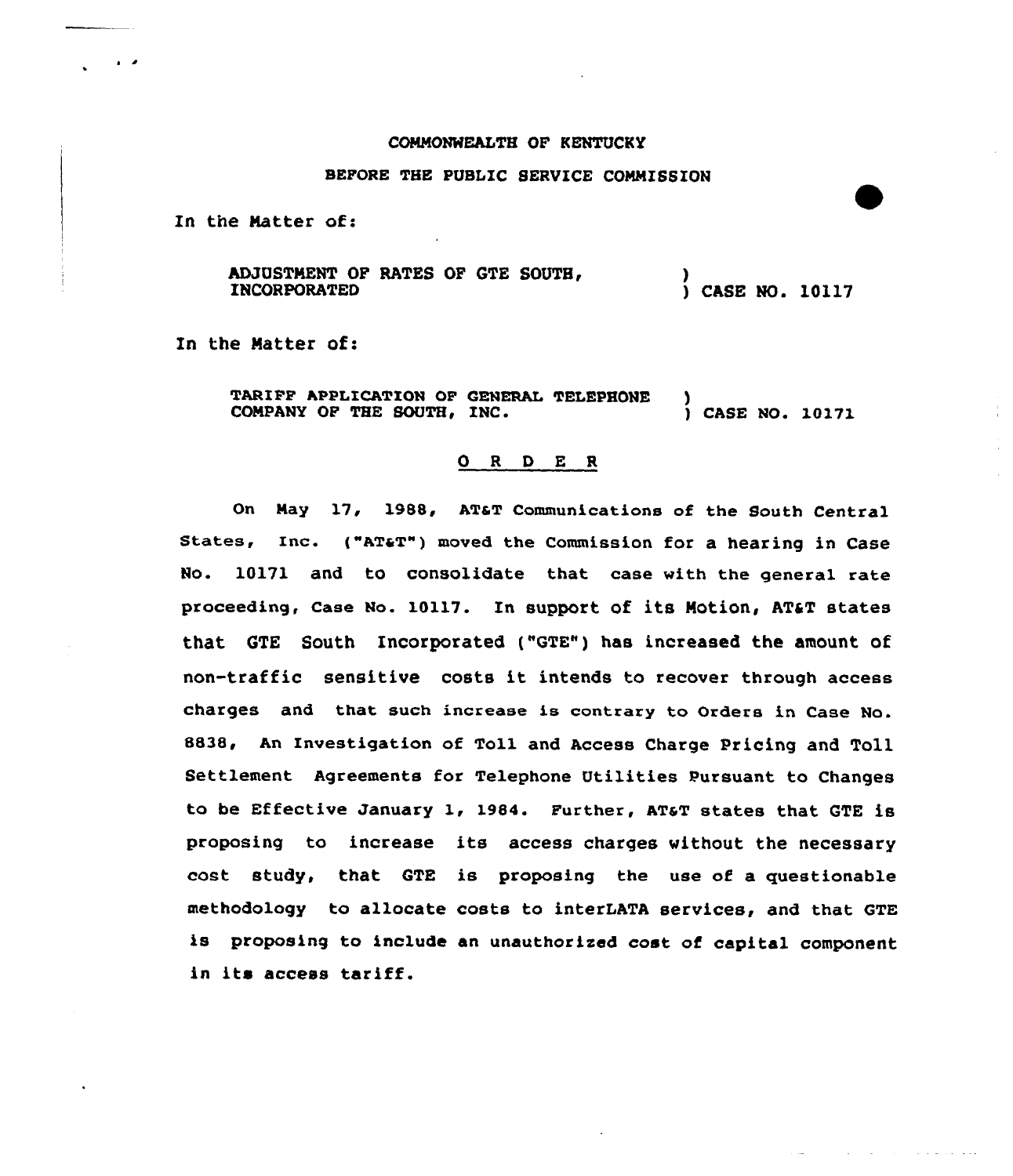COMMONWEALTH OF KENTUCKY

BEFORE THE PUBLIC SERVICE COMMISSION

In the Matter of:

ADJUSTMENT OF RATES OF GTE SOUTH, INCORPORATED ) CASE NO. 10117

In the Matter of:

TARIFF APPLICATION OF GENERAL TELEPHONE COMPANY OF THE SOUTH, INC. ) CASE NO. 10171

## O R D E R

On May 17, 1988, AT&T Communications of the South Central States, Inc. ("AT&T") moved the Commission for a hearing in Case No. 10171 and to consolidate that case with the general rate proceeding, Case No. 10117. In support of its Motion, AT&T states that GTE South Incorporated ("GTE") has increased the amount of non-traffic sensitive costs it intends to recover through access charges and that such increase is contrary to Orders in Case No. 8838, An Investigation of Toll and Access Charge Pricing and Toll Settlement Agreements for Telephone Utilities Pursuant to Changes to be Effective January 1, 1984. Further, AT&T states that GTE is proposing to increase its access charges without the necessary cost study, that GTE is proposing the use of a questionable methodology to allocate costs to interLATA services, and that GTE is proposing to include an unauthorized cost of capital component in its access tariff.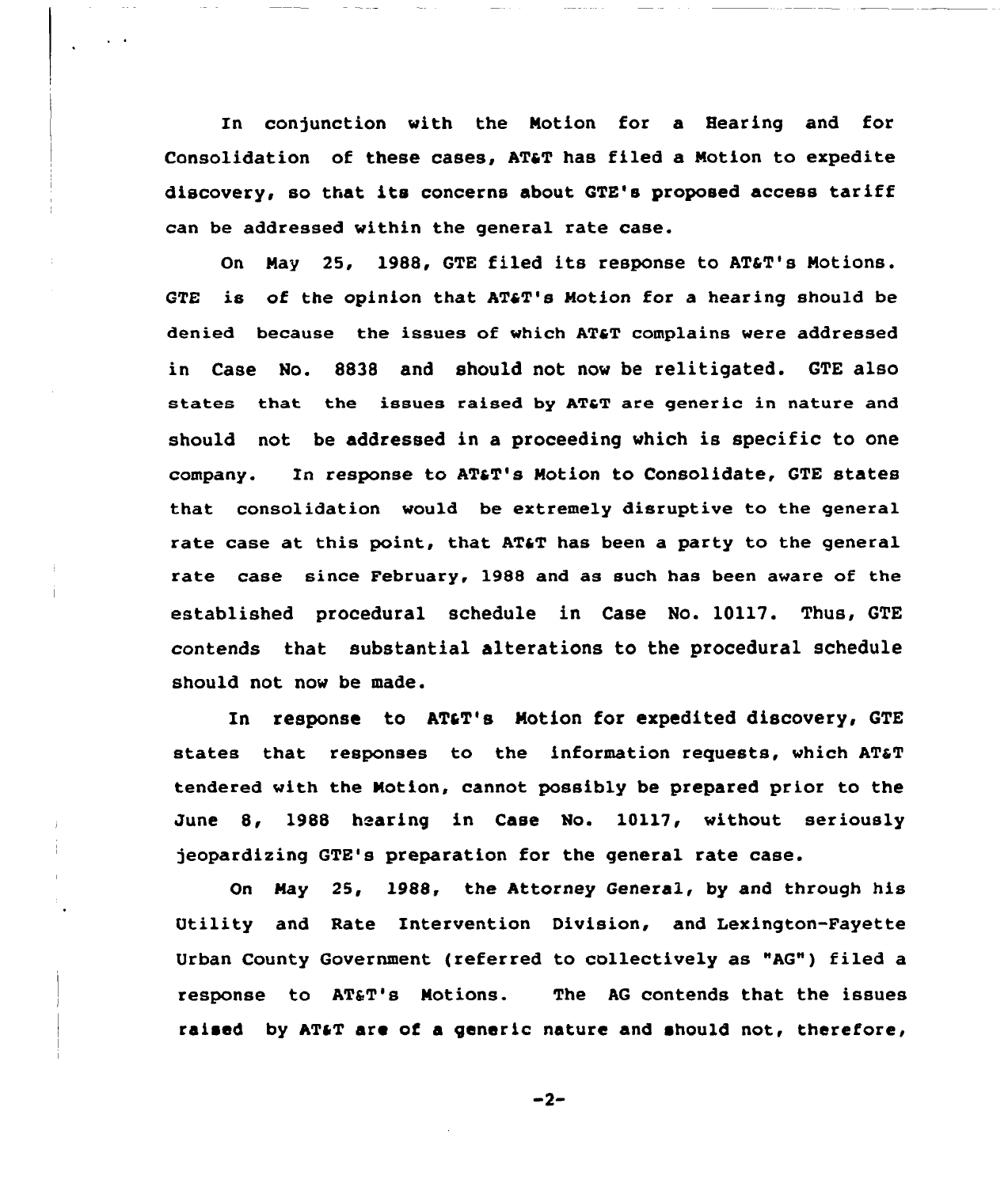In conjunction with the Motion for a Hearing and for Consolidation of these cases, AT&T has filed a Motion to expedite discovery, so that its concerns about GTE's proposed access tariff can be addressed within the general rate case.

On May 25, 1988, GTE filed its response to AT&T's Motions. GTE is of the opinion that AT&T's Motion for a hearing should be denied because the issues of which AT&T complains were addressed in Case No. 8838 and should not now be relitigated. GTE also states that the issues raised by AT&T are generic in nature and should not be addressed in a proceeding which is specific to one company. In response to AT&T's Motion to Consolidate, GTE states that consolidation would be extremely disruptive to the general rate case at this point, that AT&T has been a party to the general rate case since February, 1988 and as such has been aware of the established procedural schedule in Case No. 10117. Thus, GTE contends that substantial alterations to the procedural schedule should not now be made.

In response to AT&T's Motion for expedited discovery, GTE states that responses to the information requests, which AT&T tendered with the Motion, cannot possibly be prepared prior to the June 8, 1988 hearing in Case No. 10117, without seriously jeopardizing GTE's preparation for the general rate case.

On May 25, 1988, the Attorney General, by and through his Utility and Rate Intervention Division, and Lexington-Fayette Urban County Government (referred to collectively as "AG") filed a response to AT&T's Motions. The AG contends that the issues raised by AT&T are of a generic nature and should not, therefore,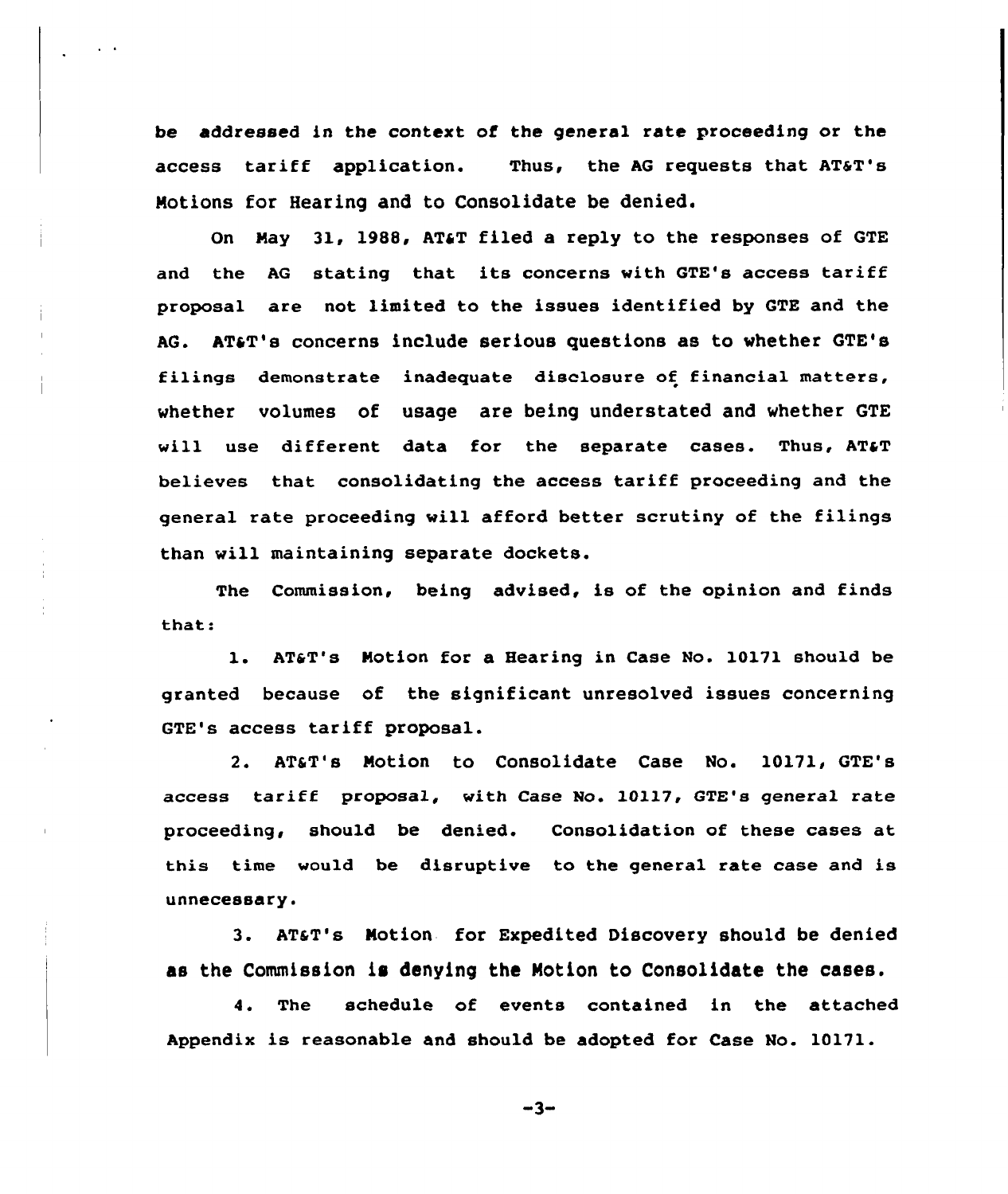be addressed in the context of the general rate proceeding or the access tariff application. Thus, the AG requests that AT&T's Motions for Hearing and to Consolidate be denied.

On May 31, 1988, AT&T filed a reply to the responses of GTE and the AG stating that its concerns with GTE's access tariff proposal are not limited to the issues identified by GTE and the AG. AT&T's concerns include serious questions as to whether GTE's filings demonstrate inadequate disclosure of financial matters, whether volumes of usage are being understated and whether GTE will use different data for the separate cases. Thus, AT&T believes that consolidating the access tariff proceeding and the general rate proceeding will afford better scrutiny of the filings than will maintaining separate dockets.

The Commission, being advised, is of the opinion and finds that:

1. AT&T's Motion for a Hearing in Case No. 10171 should be granted because of the significant unresolved issues concerning GTE's access tariff proposal.

2. AT&T's Motion to Consolidate Case No. 10171, GTE's access tariff proposal, with Case No. 10117, GTE's general rate proceeding, should be denied. Consolidation of these cases at this time would be disruptive to the general rate case and is unnecessary.

3. AT&T's Motion for Expedited Discovery should be denied as the Commission is denying the Motion to Consolidate the cases.

4. The schedule of events contained in the attached Appendix is reasonable and should be adopted for Case No. 10171.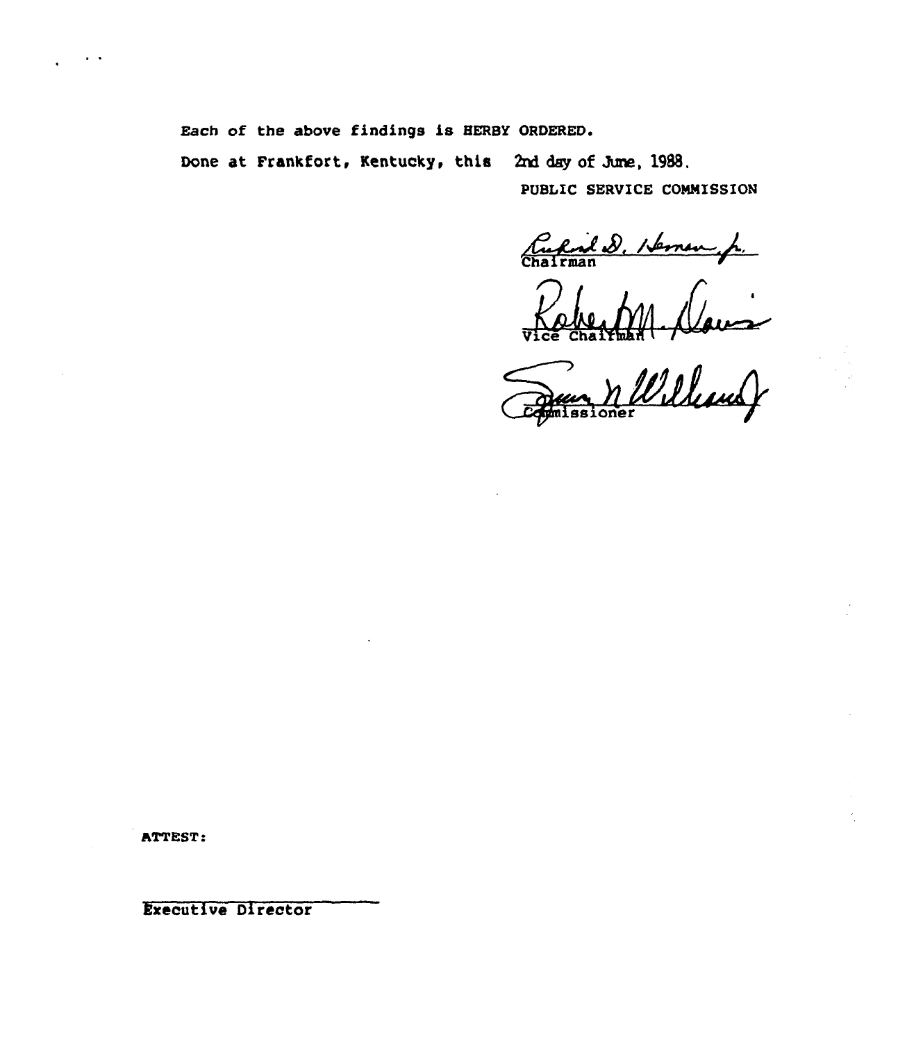Each of the above findings is HERBY ORDERED.

Done at Frankfort, Kentucky, this 2nd day of June, 1988.

PUBLIC SERVICE COMMISSION

Chairman

Vice Chairman

Commissioner

ATTEST:

Executive Director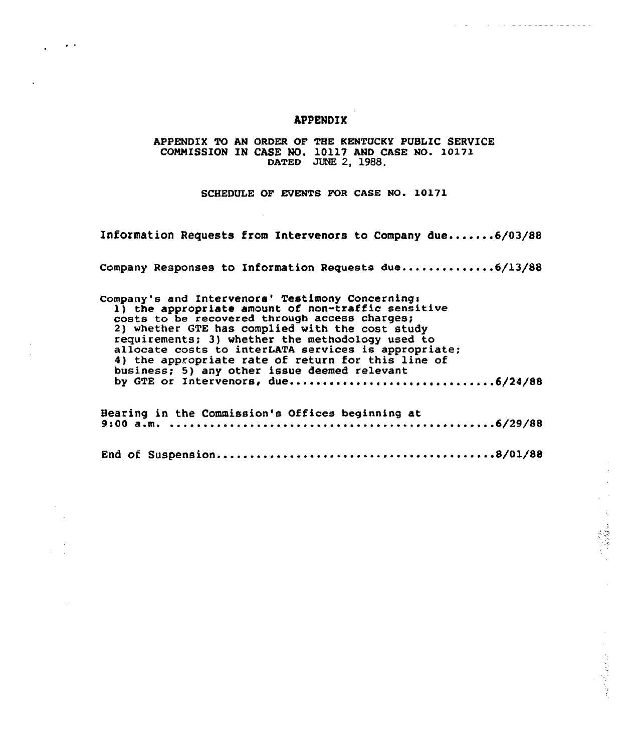# APPENDIX

APPENDIX TO AN ORDER OF THE KENTUCKY PUBLIC SERVICE COMMISSION IN CASE NO. 10117 AND CASE NO. 10171 DATED JUNE 2, 1988.

SCHEDULE OF EVENTS FOR CASE NO. 10171

Information Requests from Intervenors to Company due.......6/03/88

Company Responses to Information Requests due..............6/13/88

Company's and Intervenors' Testimony Concerning:
1) the appropriate amount of non-traffic sensitive costs to be recovered through access charges;
2) whether GTE has complied with the cost study requirements; 3) whether the methodology used to allocate costs to interLATA services is appropriate;
4) the appropriate rate of return for this line of business; 5) any other issue deemed relevant by GTE or Intervenors, due..............................6/24/88

Hearing in the Commission's Offices beginning at 9:00 a.m. ..................................................6/29/88

End of Suspension...........................................8/01/88